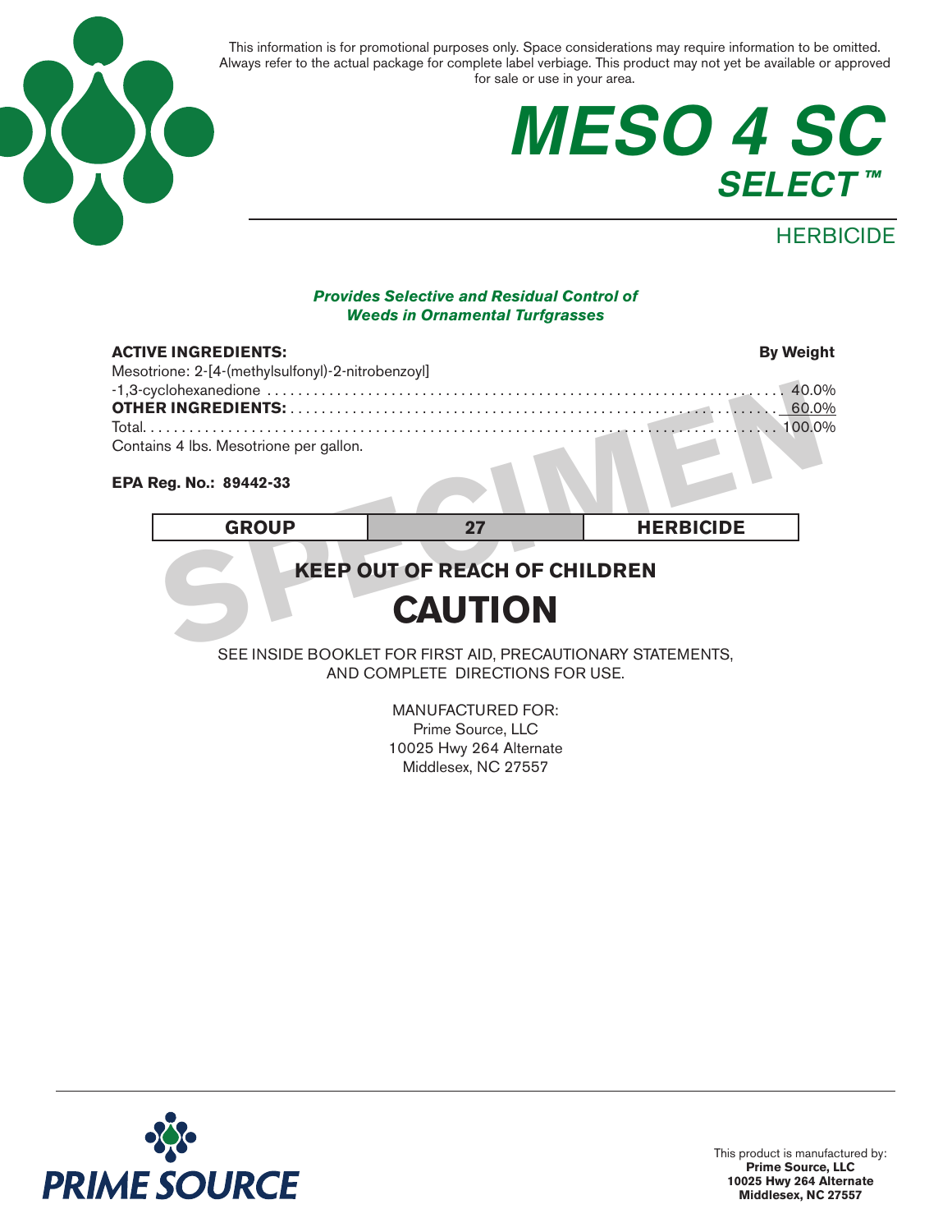This information is for promotional purposes only. Space considerations may require information to be omitted. Always refer to the actual package for complete label verbiage. This product may not yet be available or approved for sale or use in your area.

# MESO 4 SC
## SELECT™

HERBICIDE

***Provides Selective and Residual Control of Weeds in Ornamental Turfgrasses***

| **ACTIVE INGREDIENTS:** | **By Weight** |
|---|---|
| Mesotrione: 2-[4-(methylsulfonyl)-2-nitrobenzoyl]-1,3-cyclohexanedione | 40.0% |
| **OTHER INGREDIENTS:** | 60.0% |
| Total | 100.0% |

Contains 4 lbs. Mesotrione per gallon.

**EPA Reg. No.: 89442-33**

| GROUP | 27 | HERBICIDE |
|---|---|---|

**KEEP OUT OF REACH OF CHILDREN**

# CAUTION

SEE INSIDE BOOKLET FOR FIRST AID, PRECAUTIONARY STATEMENTS, AND COMPLETE DIRECTIONS FOR USE.

MANUFACTURED FOR:
Prime Source, LLC
10025 Hwy 264 Alternate
Middlesex, NC 27557

PRIME SOURCE

This product is manufactured by:
**Prime Source, LLC**
**10025 Hwy 264 Alternate**
**Middlesex, NC 27557**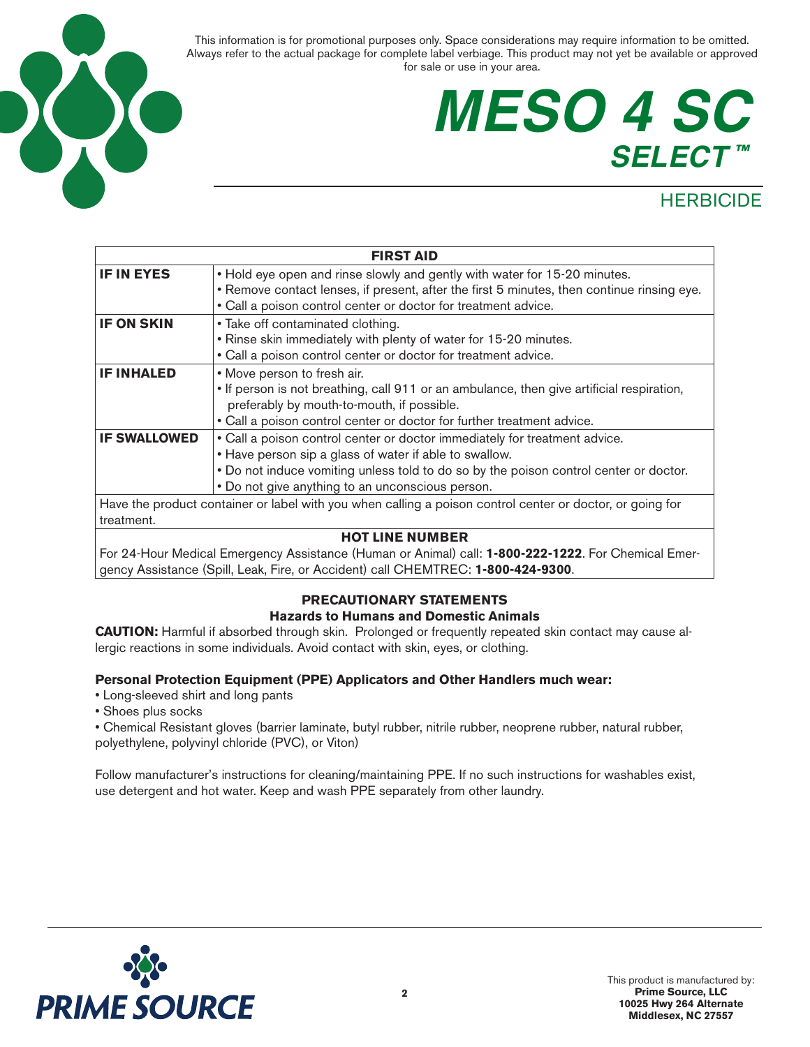This information is for promotional purposes only. Space considerations may require information to be omitted. Always refer to the actual package for complete label verbiage. This product may not yet be available or approved for sale or use in your area.

# MESO 4 SC SELECT™

## HERBICIDE

| FIRST AID | |
|---|---|
| **IF IN EYES** | • Hold eye open and rinse slowly and gently with water for 15-20 minutes.<br>• Remove contact lenses, if present, after the first 5 minutes, then continue rinsing eye.<br>• Call a poison control center or doctor for treatment advice. |
| **IF ON SKIN** | • Take off contaminated clothing.<br>• Rinse skin immediately with plenty of water for 15-20 minutes.<br>• Call a poison control center or doctor for treatment advice. |
| **IF INHALED** | • Move person to fresh air.<br>• If person is not breathing, call 911 or an ambulance, then give artificial respiration, preferably by mouth-to-mouth, if possible.<br>• Call a poison control center or doctor for further treatment advice. |
| **IF SWALLOWED** | • Call a poison control center or doctor immediately for treatment advice.<br>• Have person sip a glass of water if able to swallow.<br>• Do not induce vomiting unless told to do so by the poison control center or doctor.<br>• Do not give anything to an unconscious person. |
| Have the product container or label with you when calling a poison control center or doctor, or going for treatment. | |
| **HOT LINE NUMBER** | |
| For 24-Hour Medical Emergency Assistance (Human or Animal) call: **1-800-222-1222**. For Chemical Emergency Assistance (Spill, Leak, Fire, or Accident) call CHEMTREC: **1-800-424-9300**. | |

### PRECAUTIONARY STATEMENTS

#### Hazards to Humans and Domestic Animals

**CAUTION:** Harmful if absorbed through skin. Prolonged or frequently repeated skin contact may cause allergic reactions in some individuals. Avoid contact with skin, eyes, or clothing.

**Personal Protection Equipment (PPE) Applicators and Other Handlers much wear:**

- Long-sleeved shirt and long pants
- Shoes plus socks
- Chemical Resistant gloves (barrier laminate, butyl rubber, nitrile rubber, neoprene rubber, natural rubber, polyethylene, polyvinyl chloride (PVC), or Viton)

Follow manufacturer's instructions for cleaning/maintaining PPE. If no such instructions for washables exist, use detergent and hot water. Keep and wash PPE separately from other laundry.

PRIME SOURCE

This product is manufactured by:
**Prime Source, LLC**
**10025 Hwy 264 Alternate**
**Middlesex, NC 27557**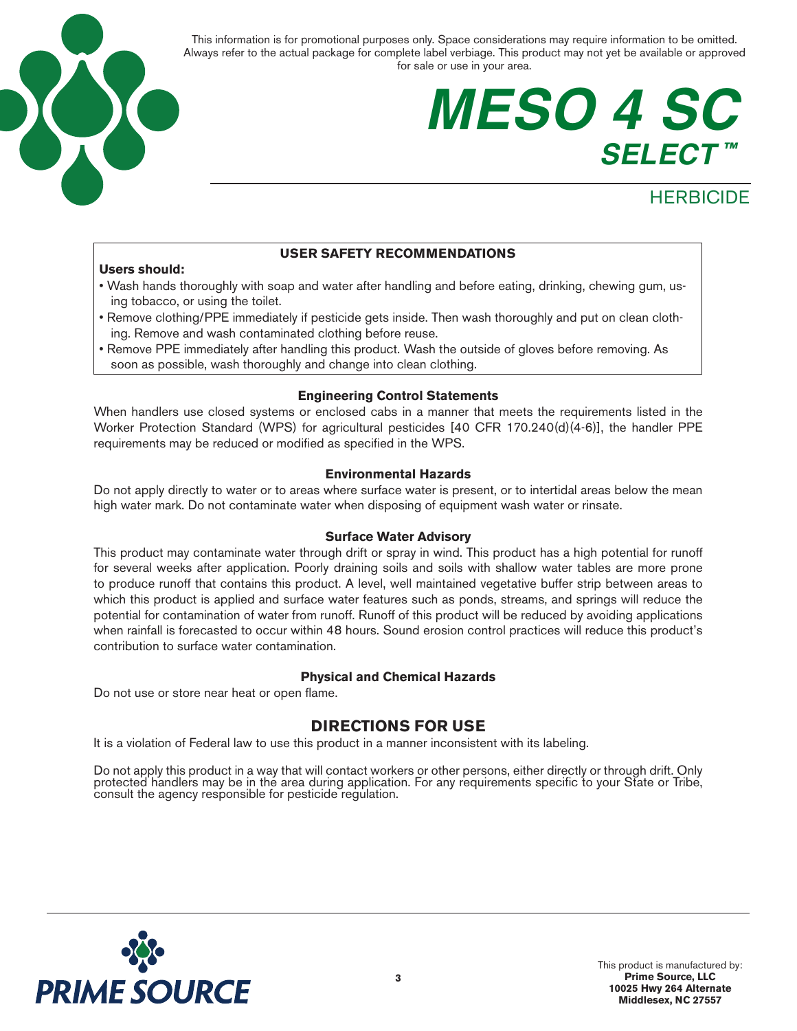This information is for promotional purposes only. Space considerations may require information to be omitted. Always refer to the actual package for complete label verbiage. This product may not yet be available or approved for sale or use in your area.

# MESO 4 SC SELECT™

HERBICIDE

## USER SAFETY RECOMMENDATIONS

**Users should:**

- Wash hands thoroughly with soap and water after handling and before eating, drinking, chewing gum, using tobacco, or using the toilet.
- Remove clothing/PPE immediately if pesticide gets inside. Then wash thoroughly and put on clean clothing. Remove and wash contaminated clothing before reuse.
- Remove PPE immediately after handling this product. Wash the outside of gloves before removing. As soon as possible, wash thoroughly and change into clean clothing.

### Engineering Control Statements

When handlers use closed systems or enclosed cabs in a manner that meets the requirements listed in the Worker Protection Standard (WPS) for agricultural pesticides [40 CFR 170.240(d)(4-6)], the handler PPE requirements may be reduced or modified as specified in the WPS.

### Environmental Hazards

Do not apply directly to water or to areas where surface water is present, or to intertidal areas below the mean high water mark. Do not contaminate water when disposing of equipment wash water or rinsate.

### Surface Water Advisory

This product may contaminate water through drift or spray in wind. This product has a high potential for runoff for several weeks after application. Poorly draining soils and soils with shallow water tables are more prone to produce runoff that contains this product. A level, well maintained vegetative buffer strip between areas to which this product is applied and surface water features such as ponds, streams, and springs will reduce the potential for contamination of water from runoff. Runoff of this product will be reduced by avoiding applications when rainfall is forecasted to occur within 48 hours. Sound erosion control practices will reduce this product's contribution to surface water contamination.

### Physical and Chemical Hazards

Do not use or store near heat or open flame.

## DIRECTIONS FOR USE

It is a violation of Federal law to use this product in a manner inconsistent with its labeling.

Do not apply this product in a way that will contact workers or other persons, either directly or through drift. Only protected handlers may be in the area during application. For any requirements specific to your State or Tribe, consult the agency responsible for pesticide regulation.

PRIME SOURCE

This product is manufactured by:
**Prime Source, LLC**
**10025 Hwy 264 Alternate**
**Middlesex, NC 27557**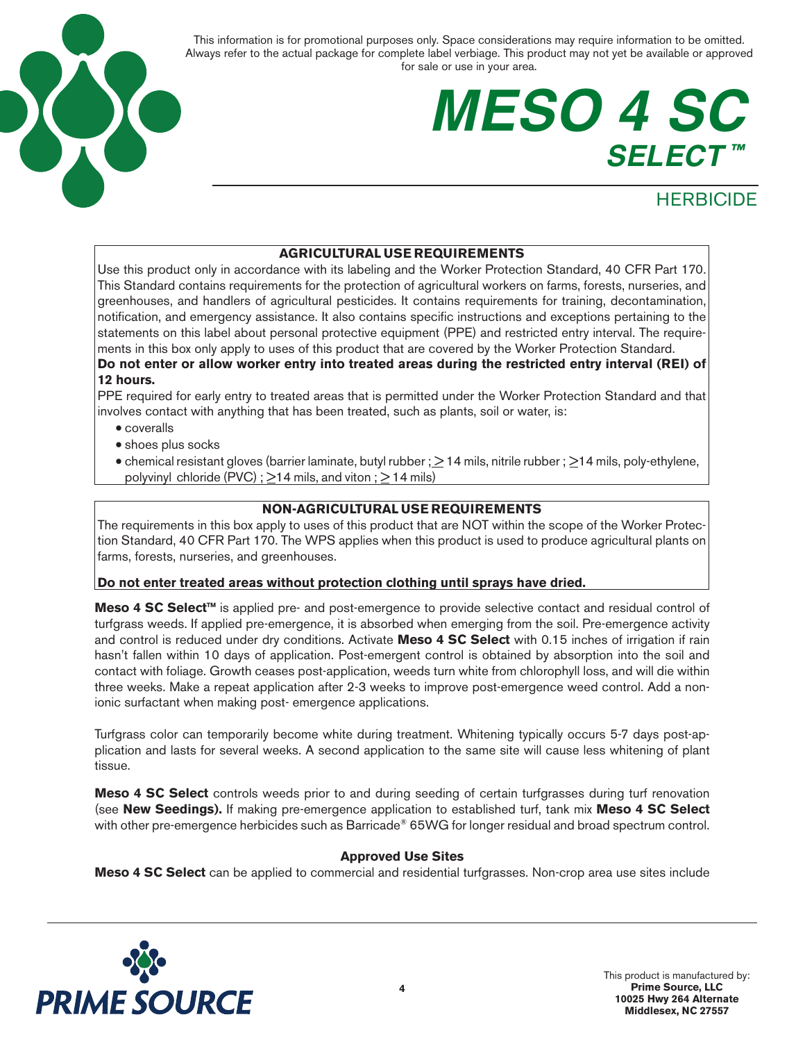This information is for promotional purposes only. Space considerations may require information to be omitted. Always refer to the actual package for complete label verbiage. This product may not yet be available or approved for sale or use in your area.

# MESO 4 SC SELECT™

## HERBICIDE

**AGRICULTURAL USE REQUIREMENTS**

Use this product only in accordance with its labeling and the Worker Protection Standard, 40 CFR Part 170. This Standard contains requirements for the protection of agricultural workers on farms, forests, nurseries, and greenhouses, and handlers of agricultural pesticides. It contains requirements for training, decontamination, notification, and emergency assistance. It also contains specific instructions and exceptions pertaining to the statements on this label about personal protective equipment (PPE) and restricted entry interval. The requirements in this box only apply to uses of this product that are covered by the Worker Protection Standard.

**Do not enter or allow worker entry into treated areas during the restricted entry interval (REI) of 12 hours.**

PPE required for early entry to treated areas that is permitted under the Worker Protection Standard and that involves contact with anything that has been treated, such as plants, soil or water, is:

- coveralls
- shoes plus socks
- chemical resistant gloves (barrier laminate, butyl rubber ; ≥ 14 mils, nitrile rubber ; ≥14 mils, poly-ethylene, polyvinyl chloride (PVC) ; ≥14 mils, and viton ; ≥ 14 mils)

**NON-AGRICULTURAL USE REQUIREMENTS**

The requirements in this box apply to uses of this product that are NOT within the scope of the Worker Protection Standard, 40 CFR Part 170. The WPS applies when this product is used to produce agricultural plants on farms, forests, nurseries, and greenhouses.

**Do not enter treated areas without protection clothing until sprays have dried.**

**Meso 4 SC Select™** is applied pre- and post-emergence to provide selective contact and residual control of turfgrass weeds. If applied pre-emergence, it is absorbed when emerging from the soil. Pre-emergence activity and control is reduced under dry conditions. Activate **Meso 4 SC Select** with 0.15 inches of irrigation if rain hasn't fallen within 10 days of application. Post-emergent control is obtained by absorption into the soil and contact with foliage. Growth ceases post-application, weeds turn white from chlorophyll loss, and will die within three weeks. Make a repeat application after 2-3 weeks to improve post-emergence weed control. Add a non-ionic surfactant when making post- emergence applications.

Turfgrass color can temporarily become white during treatment. Whitening typically occurs 5-7 days post-application and lasts for several weeks. A second application to the same site will cause less whitening of plant tissue.

**Meso 4 SC Select** controls weeds prior to and during seeding of certain turfgrasses during turf renovation (see **New Seedings).** If making pre-emergence application to established turf, tank mix **Meso 4 SC Select** with other pre-emergence herbicides such as Barricade® 65WG for longer residual and broad spectrum control.

### Approved Use Sites

**Meso 4 SC Select** can be applied to commercial and residential turfgrasses. Non-crop area use sites include

This product is manufactured by:
**Prime Source, LLC**
**10025 Hwy 264 Alternate**
**Middlesex, NC 27557**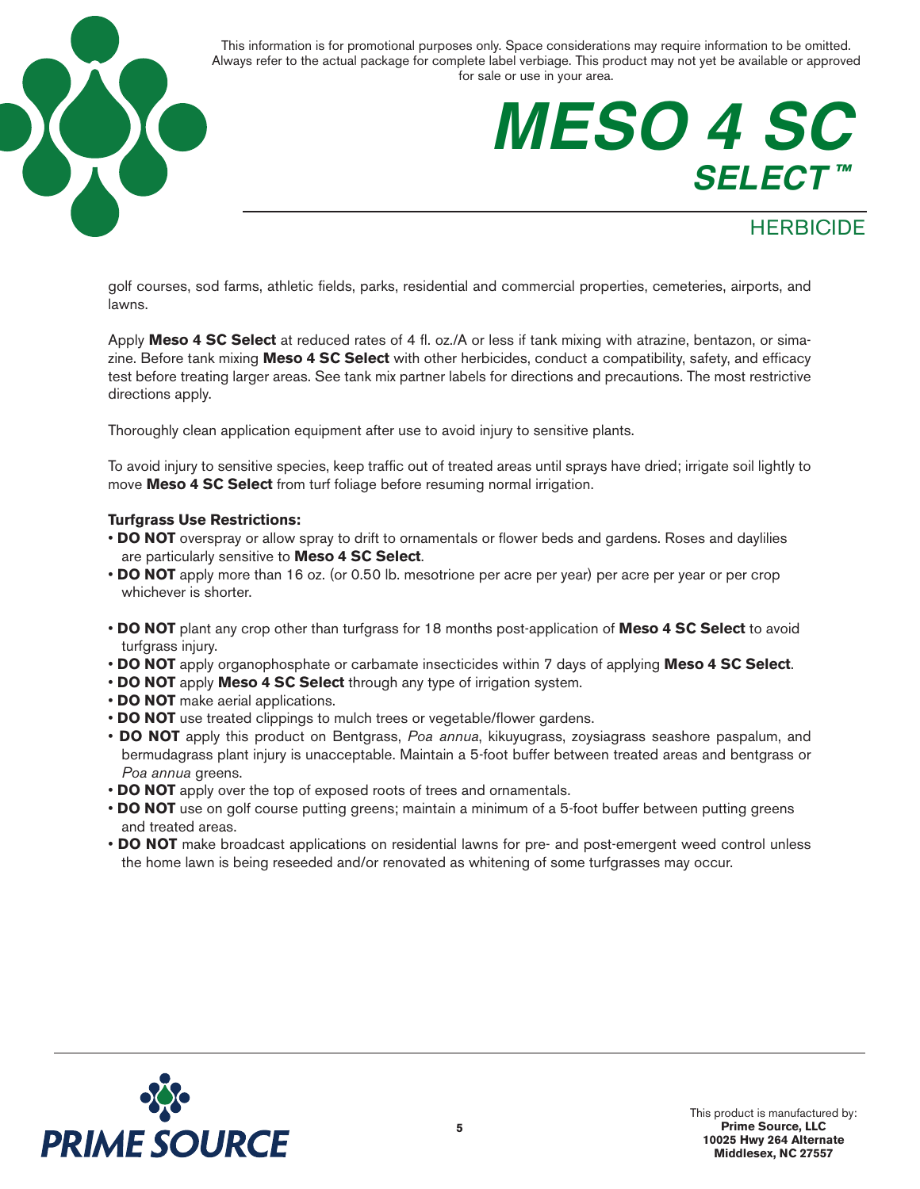golf courses, sod farms, athletic fields, parks, residential and commercial properties, cemeteries, airports, and lawns.

Apply **Meso 4 SC Select** at reduced rates of 4 fl. oz./A or less if tank mixing with atrazine, bentazon, or simazine. Before tank mixing **Meso 4 SC Select** with other herbicides, conduct a compatibility, safety, and efficacy test before treating larger areas. See tank mix partner labels for directions and precautions. The most restrictive directions apply.

Thoroughly clean application equipment after use to avoid injury to sensitive plants.

To avoid injury to sensitive species, keep traffic out of treated areas until sprays have dried; irrigate soil lightly to move **Meso 4 SC Select** from turf foliage before resuming normal irrigation.

**Turfgrass Use Restrictions:**

- **DO NOT** overspray or allow spray to drift to ornamentals or flower beds and gardens. Roses and daylilies are particularly sensitive to **Meso 4 SC Select**.
- **DO NOT** apply more than 16 oz. (or 0.50 lb. mesotrione per acre per year) per acre per year or per crop whichever is shorter.
- **DO NOT** plant any crop other than turfgrass for 18 months post-application of **Meso 4 SC Select** to avoid turfgrass injury.
- **DO NOT** apply organophosphate or carbamate insecticides within 7 days of applying **Meso 4 SC Select**.
- **DO NOT** apply **Meso 4 SC Select** through any type of irrigation system.
- **DO NOT** make aerial applications.
- **DO NOT** use treated clippings to mulch trees or vegetable/flower gardens.
- **DO NOT** apply this product on Bentgrass, *Poa annua*, kikuyugrass, zoysiagrass seashore paspalum, and bermudagrass plant injury is unacceptable. Maintain a 5-foot buffer between treated areas and bentgrass or *Poa annua* greens.
- **DO NOT** apply over the top of exposed roots of trees and ornamentals.
- **DO NOT** use on golf course putting greens; maintain a minimum of a 5-foot buffer between putting greens and treated areas.
- **DO NOT** make broadcast applications on residential lawns for pre- and post-emergent weed control unless the home lawn is being reseeded and/or renovated as whitening of some turfgrasses may occur.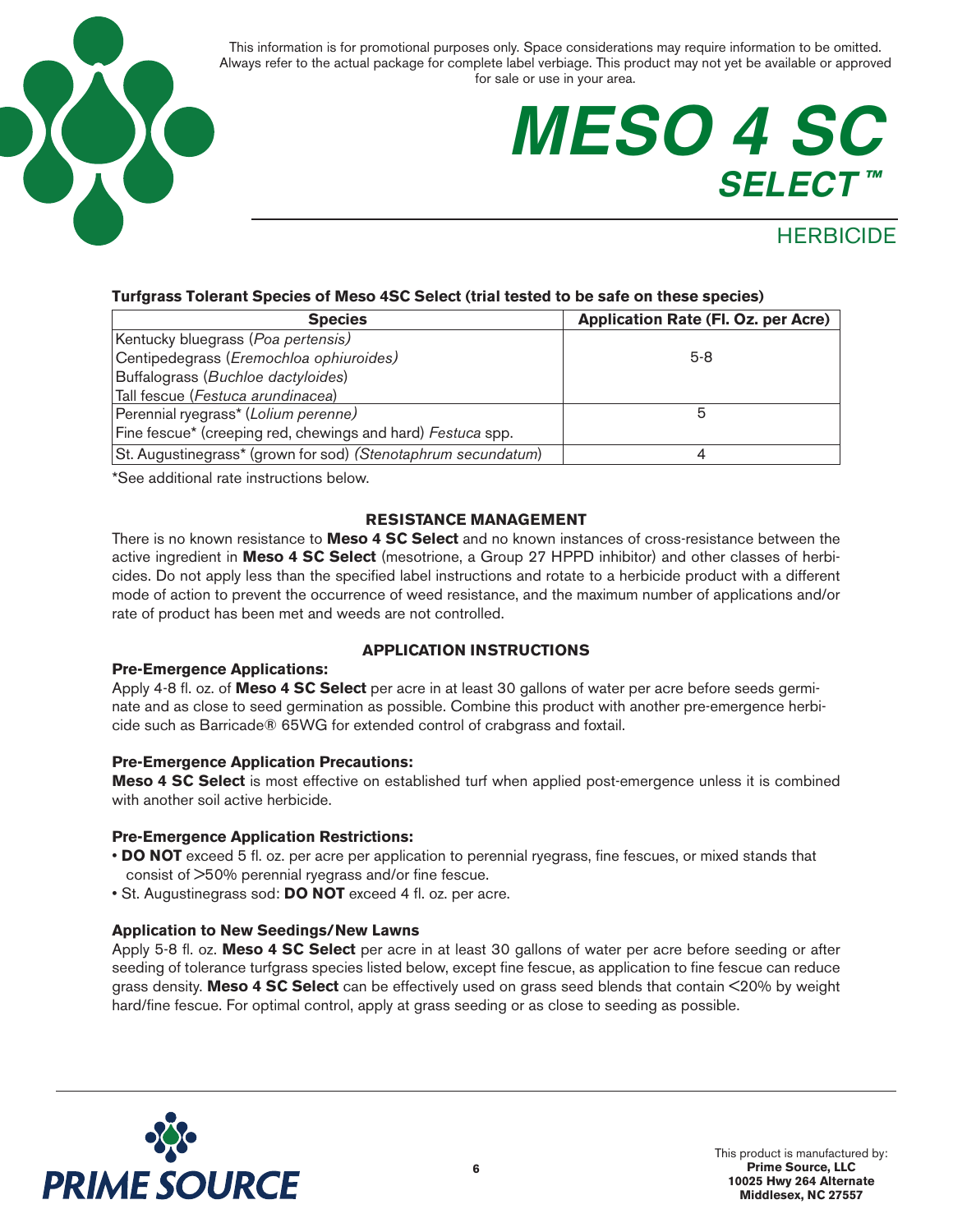This information is for promotional purposes only. Space considerations may require information to be omitted. Always refer to the actual package for complete label verbiage. This product may not yet be available or approved for sale or use in your area.

# MESO 4 SC SELECT™

## HERBICIDE

**Turfgrass Tolerant Species of Meso 4SC Select (trial tested to be safe on these species)**

| Species | Application Rate (Fl. Oz. per Acre) |
|---|---|
| Kentucky bluegrass (*Poa pertensis)*<br>Centipedegrass (*Eremochloa ophiuroides)*<br>Buffalograss (*Buchloe dactyloides*)<br>Tall fescue (*Festuca arundinacea*) | 5-8 |
| Perennial ryegrass* (*Lolium perenne)*<br>Fine fescue* (creeping red, chewings and hard) *Festuca* spp. | 5 |
| St. Augustinegrass* (grown for sod) *(Stenotaphrum secundatum)* | 4 |

*See additional rate instructions below.

### RESISTANCE MANAGEMENT

There is no known resistance to **Meso 4 SC Select** and no known instances of cross-resistance between the active ingredient in **Meso 4 SC Select** (mesotrione, a Group 27 HPPD inhibitor) and other classes of herbicides. Do not apply less than the specified label instructions and rotate to a herbicide product with a different mode of action to prevent the occurrence of weed resistance, and the maximum number of applications and/or rate of product has been met and weeds are not controlled.

### APPLICATION INSTRUCTIONS

**Pre-Emergence Applications:**

Apply 4-8 fl. oz. of **Meso 4 SC Select** per acre in at least 30 gallons of water per acre before seeds germinate and as close to seed germination as possible. Combine this product with another pre-emergence herbicide such as Barricade® 65WG for extended control of crabgrass and foxtail.

**Pre-Emergence Application Precautions:**

**Meso 4 SC Select** is most effective on established turf when applied post-emergence unless it is combined with another soil active herbicide.

**Pre-Emergence Application Restrictions:**

- **DO NOT** exceed 5 fl. oz. per acre per application to perennial ryegrass, fine fescues, or mixed stands that consist of >50% perennial ryegrass and/or fine fescue.
- St. Augustinegrass sod: **DO NOT** exceed 4 fl. oz. per acre.

**Application to New Seedings/New Lawns**

Apply 5-8 fl. oz. **Meso 4 SC Select** per acre in at least 30 gallons of water per acre before seeding or after seeding of tolerance turfgrass species listed below, except fine fescue, as application to fine fescue can reduce grass density. **Meso 4 SC Select** can be effectively used on grass seed blends that contain <20% by weight hard/fine fescue. For optimal control, apply at grass seeding or as close to seeding as possible.

PRIME SOURCE

This product is manufactured by:
**Prime Source, LLC**
**10025 Hwy 264 Alternate**
**Middlesex, NC 27557**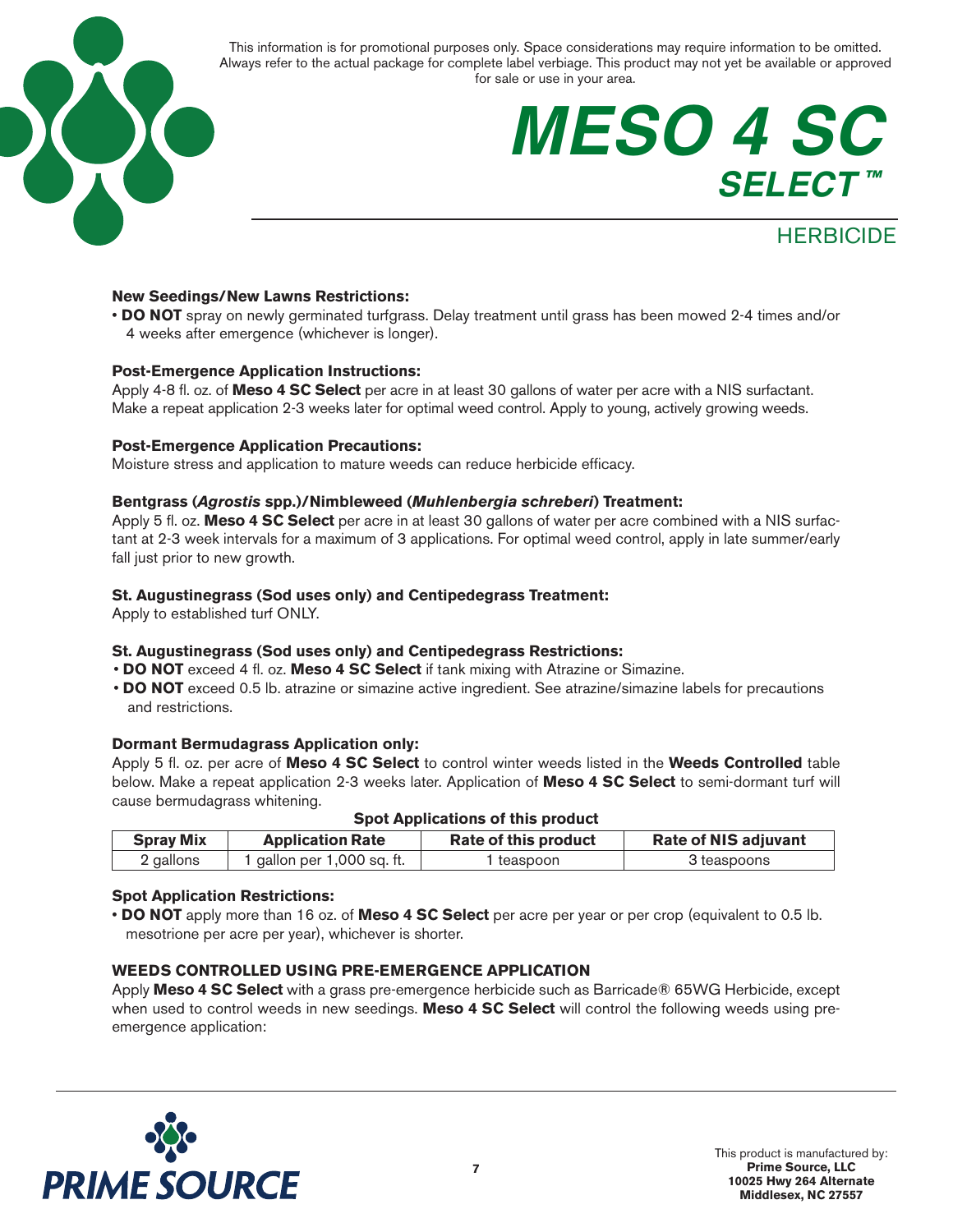New Seedings/New Lawns Restrictions:

- **DO NOT** spray on newly germinated turfgrass. Delay treatment until grass has been mowed 2-4 times and/or 4 weeks after emergence (whichever is longer).

**Post-Emergence Application Instructions:**

Apply 4-8 fl. oz. of **Meso 4 SC Select** per acre in at least 30 gallons of water per acre with a NIS surfactant. Make a repeat application 2-3 weeks later for optimal weed control. Apply to young, actively growing weeds.

**Post-Emergence Application Precautions:**

Moisture stress and application to mature weeds can reduce herbicide efficacy.

**Bentgrass (*Agrostis* spp.)/Nimbleweed (*Muhlenbergia schreberi*) Treatment:**

Apply 5 fl. oz. **Meso 4 SC Select** per acre in at least 30 gallons of water per acre combined with a NIS surfactant at 2-3 week intervals for a maximum of 3 applications. For optimal weed control, apply in late summer/early fall just prior to new growth.

**St. Augustinegrass (Sod uses only) and Centipedegrass Treatment:**

Apply to established turf ONLY.

**St. Augustinegrass (Sod uses only) and Centipedegrass Restrictions:**

- **DO NOT** exceed 4 fl. oz. **Meso 4 SC Select** if tank mixing with Atrazine or Simazine.
- **DO NOT** exceed 0.5 lb. atrazine or simazine active ingredient. See atrazine/simazine labels for precautions and restrictions.

**Dormant Bermudagrass Application only:**

Apply 5 fl. oz. per acre of **Meso 4 SC Select** to control winter weeds listed in the **Weeds Controlled** table below. Make a repeat application 2-3 weeks later. Application of **Meso 4 SC Select** to semi-dormant turf will cause bermudagrass whitening.

**Spot Applications of this product**

| Spray Mix | Application Rate | Rate of this product | Rate of NIS adjuvant |
|---|---|---|---|
| 2 gallons | 1 gallon per 1,000 sq. ft. | 1 teaspoon | 3 teaspoons |

**Spot Application Restrictions:**

- **DO NOT** apply more than 16 oz. of **Meso 4 SC Select** per acre per year or per crop (equivalent to 0.5 lb. mesotrione per acre per year), whichever is shorter.

**WEEDS CONTROLLED USING PRE-EMERGENCE APPLICATION**

Apply **Meso 4 SC Select** with a grass pre-emergence herbicide such as Barricade® 65WG Herbicide, except when used to control weeds in new seedings. **Meso 4 SC Select** will control the following weeds using pre-emergence application: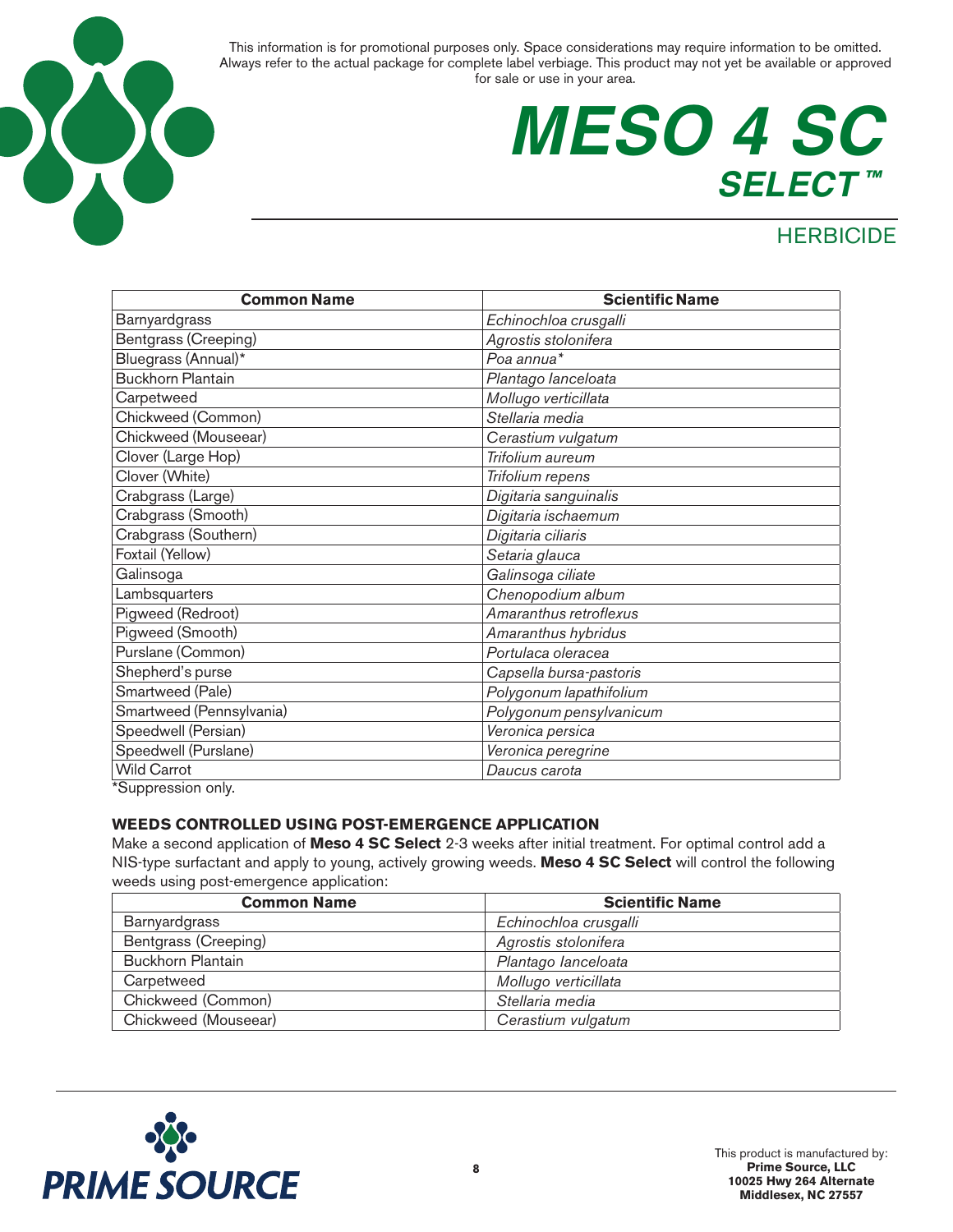This information is for promotional purposes only. Space considerations may require information to be omitted. Always refer to the actual package for complete label verbiage. This product may not yet be available or approved for sale or use in your area.

# MESO 4 SC SELECT™

## HERBICIDE

| Common Name | Scientific Name |
|---|---|
| Barnyardgrass | *Echinochloa crusgalli* |
| Bentgrass (Creeping) | *Agrostis stolonifera* |
| Bluegrass (Annual)* | *Poa annua** |
| Buckhorn Plantain | *Plantago lanceloata* |
| Carpetweed | *Mollugo verticillata* |
| Chickweed (Common) | *Stellaria media* |
| Chickweed (Mouseear) | *Cerastium vulgatum* |
| Clover (Large Hop) | *Trifolium aureum* |
| Clover (White) | *Trifolium repens* |
| Crabgrass (Large) | *Digitaria sanguinalis* |
| Crabgrass (Smooth) | *Digitaria ischaemum* |
| Crabgrass (Southern) | *Digitaria ciliaris* |
| Foxtail (Yellow) | *Setaria glauca* |
| Galinsoga | *Galinsoga ciliate* |
| Lambsquarters | *Chenopodium album* |
| Pigweed (Redroot) | *Amaranthus retroflexus* |
| Pigweed (Smooth) | *Amaranthus hybridus* |
| Purslane (Common) | *Portulaca oleracea* |
| Shepherd's purse | *Capsella bursa-pastoris* |
| Smartweed (Pale) | *Polygonum lapathifolium* |
| Smartweed (Pennsylvania) | *Polygonum pensylvanicum* |
| Speedwell (Persian) | *Veronica persica* |
| Speedwell (Purslane) | *Veronica peregrine* |
| Wild Carrot | *Daucus carota* |

*Suppression only.

### WEEDS CONTROLLED USING POST-EMERGENCE APPLICATION

Make a second application of **Meso 4 SC Select** 2-3 weeks after initial treatment. For optimal control add a NIS-type surfactant and apply to young, actively growing weeds. **Meso 4 SC Select** will control the following weeds using post-emergence application:

| Common Name | Scientific Name |
|---|---|
| Barnyardgrass | *Echinochloa crusgalli* |
| Bentgrass (Creeping) | *Agrostis stolonifera* |
| Buckhorn Plantain | *Plantago lanceloata* |
| Carpetweed | *Mollugo verticillata* |
| Chickweed (Common) | *Stellaria media* |
| Chickweed (Mouseear) | *Cerastium vulgatum* |

PRIME SOURCE

This product is manufactured by:
**Prime Source, LLC**
**10025 Hwy 264 Alternate**
**Middlesex, NC 27557**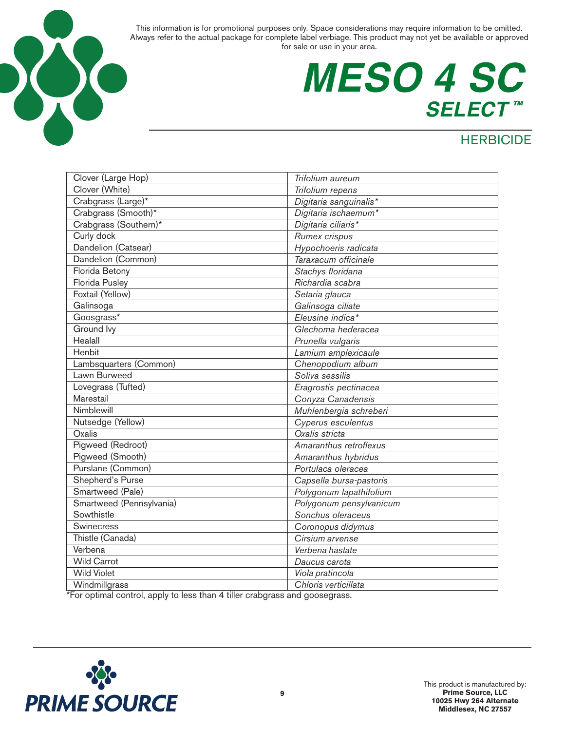This information is for promotional purposes only. Space considerations may require information to be omitted. Always refer to the actual package for complete label verbiage. This product may not yet be available or approved for sale or use in your area.

# MESO 4 SC SELECT™

## HERBICIDE

| | |
|---|---|
| Clover (Large Hop) | *Trifolium aureum* |
| Clover (White) | *Trifolium repens* |
| Crabgrass (Large)* | *Digitaria sanguinalis** |
| Crabgrass (Smooth)* | *Digitaria ischaemum** |
| Crabgrass (Southern)* | *Digitaria ciliaris** |
| Curly dock | *Rumex crispus* |
| Dandelion (Catsear) | *Hypochoeris radicata* |
| Dandelion (Common) | *Taraxacum officinale* |
| Florida Betony | *Stachys floridana* |
| Florida Pusley | *Richardia scabra* |
| Foxtail (Yellow) | *Setaria glauca* |
| Galinsoga | *Galinsoga ciliate* |
| Goosgrass* | *Eleusine indica** |
| Ground Ivy | *Glechoma hederacea* |
| Healall | *Prunella vulgaris* |
| Henbit | *Lamium amplexicaule* |
| Lambsquarters (Common) | *Chenopodium album* |
| Lawn Burweed | *Soliva sessilis* |
| Lovegrass (Tufted) | *Eragrostis pectinacea* |
| Marestail | *Conyza Canadensis* |
| Nimblewill | *Muhlenbergia schreberi* |
| Nutsedge (Yellow) | *Cyperus esculentus* |
| Oxalis | *Oxalis stricta* |
| Pigweed (Redroot) | *Amaranthus retroflexus* |
| Pigweed (Smooth) | *Amaranthus hybridus* |
| Purslane (Common) | *Portulaca oleracea* |
| Shepherd's Purse | *Capsella bursa-pastoris* |
| Smartweed (Pale) | *Polygonum lapathifolium* |
| Smartweed (Pennsylvania) | *Polygonum pensylvanicum* |
| Sowthistle | *Sonchus oleraceus* |
| Swinecress | *Coronopus didymus* |
| Thistle (Canada) | *Cirsium arvense* |
| Verbena | *Verbena hastate* |
| Wild Carrot | *Daucus carota* |
| Wild Violet | *Viola pratincola* |
| Windmillgrass | *Chloris verticillata* |

*For optimal control, apply to less than 4 tiller crabgrass and goosegrass.

PRIME SOURCE

This product is manufactured by:
**Prime Source, LLC**
**10025 Hwy 264 Alternate**
**Middlesex, NC 27557**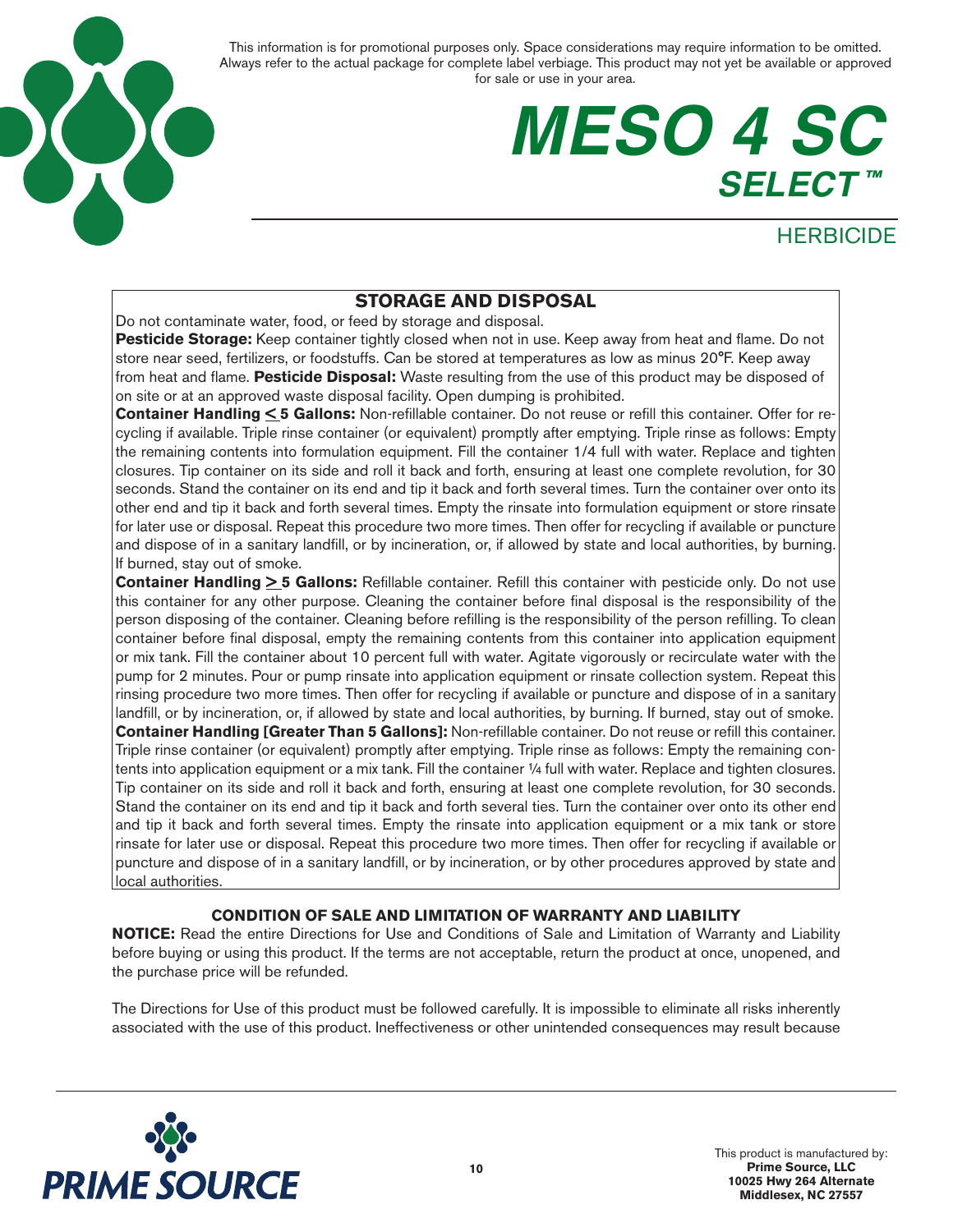This information is for promotional purposes only. Space considerations may require information to be omitted. Always refer to the actual package for complete label verbiage. This product may not yet be available or approved for sale or use in your area.

# MESO 4 SC SELECT™

## HERBICIDE

### STORAGE AND DISPOSAL

Do not contaminate water, food, or feed by storage and disposal.

**Pesticide Storage:** Keep container tightly closed when not in use. Keep away from heat and flame. Do not store near seed, fertilizers, or foodstuffs. Can be stored at temperatures as low as minus 20°F. Keep away from heat and flame. **Pesticide Disposal:** Waste resulting from the use of this product may be disposed of on site or at an approved waste disposal facility. Open dumping is prohibited.

**Container Handling ≤ 5 Gallons:** Non-refillable container. Do not reuse or refill this container. Offer for recycling if available. Triple rinse container (or equivalent) promptly after emptying. Triple rinse as follows: Empty the remaining contents into formulation equipment. Fill the container 1/4 full with water. Replace and tighten closures. Tip container on its side and roll it back and forth, ensuring at least one complete revolution, for 30 seconds. Stand the container on its end and tip it back and forth several times. Turn the container over onto its other end and tip it back and forth several times. Empty the rinsate into formulation equipment or store rinsate for later use or disposal. Repeat this procedure two more times. Then offer for recycling if available or puncture and dispose of in a sanitary landfill, or by incineration, or, if allowed by state and local authorities, by burning. If burned, stay out of smoke.

**Container Handling ≥ 5 Gallons:** Refillable container. Refill this container with pesticide only. Do not use this container for any other purpose. Cleaning the container before final disposal is the responsibility of the person disposing of the container. Cleaning before refilling is the responsibility of the person refilling. To clean container before final disposal, empty the remaining contents from this container into application equipment or mix tank. Fill the container about 10 percent full with water. Agitate vigorously or recirculate water with the pump for 2 minutes. Pour or pump rinsate into application equipment or rinsate collection system. Repeat this rinsing procedure two more times. Then offer for recycling if available or puncture and dispose of in a sanitary landfill, or by incineration, or, if allowed by state and local authorities, by burning. If burned, stay out of smoke.

**Container Handling [Greater Than 5 Gallons]:** Non-refillable container. Do not reuse or refill this container. Triple rinse container (or equivalent) promptly after emptying. Triple rinse as follows: Empty the remaining contents into application equipment or a mix tank. Fill the container ¼ full with water. Replace and tighten closures. Tip container on its side and roll it back and forth, ensuring at least one complete revolution, for 30 seconds. Stand the container on its end and tip it back and forth several ties. Turn the container over onto its other end and tip it back and forth several times. Empty the rinsate into application equipment or a mix tank or store rinsate for later use or disposal. Repeat this procedure two more times. Then offer for recycling if available or puncture and dispose of in a sanitary landfill, or by incineration, or by other procedures approved by state and local authorities.

### CONDITION OF SALE AND LIMITATION OF WARRANTY AND LIABILITY

**NOTICE:** Read the entire Directions for Use and Conditions of Sale and Limitation of Warranty and Liability before buying or using this product. If the terms are not acceptable, return the product at once, unopened, and the purchase price will be refunded.

The Directions for Use of this product must be followed carefully. It is impossible to eliminate all risks inherently associated with the use of this product. Ineffectiveness or other unintended consequences may result because

PRIME SOURCE

This product is manufactured by:
**Prime Source, LLC**
**10025 Hwy 264 Alternate**
**Middlesex, NC 27557**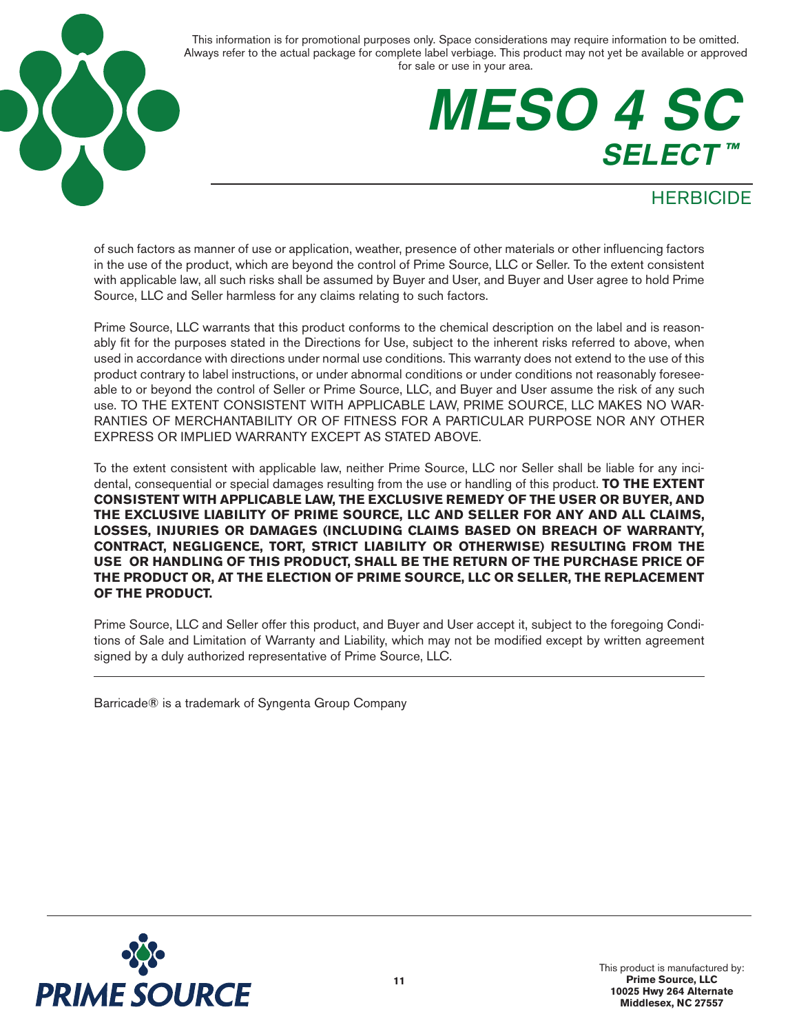of such factors as manner of use or application, weather, presence of other materials or other influencing factors in the use of the product, which are beyond the control of Prime Source, LLC or Seller. To the extent consistent with applicable law, all such risks shall be assumed by Buyer and User, and Buyer and User agree to hold Prime Source, LLC and Seller harmless for any claims relating to such factors.

Prime Source, LLC warrants that this product conforms to the chemical description on the label and is reasonably fit for the purposes stated in the Directions for Use, subject to the inherent risks referred to above, when used in accordance with directions under normal use conditions. This warranty does not extend to the use of this product contrary to label instructions, or under abnormal conditions or under conditions not reasonably foreseeable to or beyond the control of Seller or Prime Source, LLC, and Buyer and User assume the risk of any such use. TO THE EXTENT CONSISTENT WITH APPLICABLE LAW, PRIME SOURCE, LLC MAKES NO WARRANTIES OF MERCHANTABILITY OR OF FITNESS FOR A PARTICULAR PURPOSE NOR ANY OTHER EXPRESS OR IMPLIED WARRANTY EXCEPT AS STATED ABOVE.

To the extent consistent with applicable law, neither Prime Source, LLC nor Seller shall be liable for any incidental, consequential or special damages resulting from the use or handling of this product. **TO THE EXTENT CONSISTENT WITH APPLICABLE LAW, THE EXCLUSIVE REMEDY OF THE USER OR BUYER, AND THE EXCLUSIVE LIABILITY OF PRIME SOURCE, LLC AND SELLER FOR ANY AND ALL CLAIMS, LOSSES, INJURIES OR DAMAGES (INCLUDING CLAIMS BASED ON BREACH OF WARRANTY, CONTRACT, NEGLIGENCE, TORT, STRICT LIABILITY OR OTHERWISE) RESULTING FROM THE USE OR HANDLING OF THIS PRODUCT, SHALL BE THE RETURN OF THE PURCHASE PRICE OF THE PRODUCT OR, AT THE ELECTION OF PRIME SOURCE, LLC OR SELLER, THE REPLACEMENT OF THE PRODUCT.**

Prime Source, LLC and Seller offer this product, and Buyer and User accept it, subject to the foregoing Conditions of Sale and Limitation of Warranty and Liability, which may not be modified except by written agreement signed by a duly authorized representative of Prime Source, LLC.

---

Barricade® is a trademark of Syngenta Group Company

This product is manufactured by:
**Prime Source, LLC**
**10025 Hwy 264 Alternate**
**Middlesex, NC 27557**